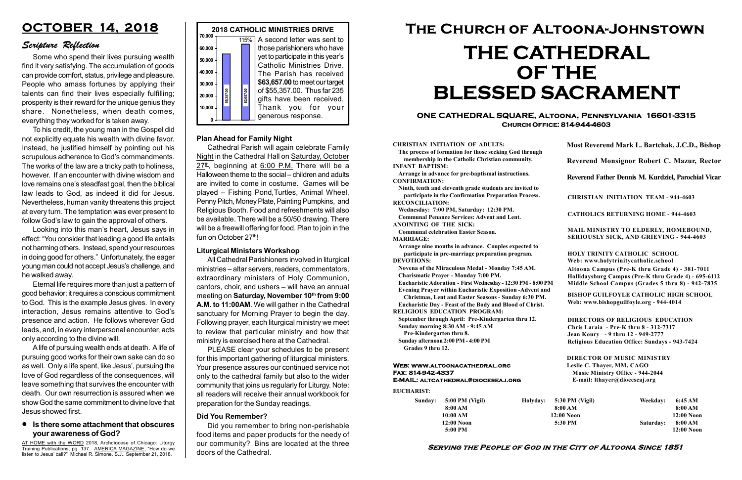# OCTOBER 14, 2018

## *Scripture Reflection*

Some who spend their lives pursuing wealth find it very satisfying. The accumulation of goods can provide comfort, status, privilege and pleasure. People who amass fortunes by applying their talents can find their lives especially fulfilling; prosperity is their reward for the unique genius they share. Nonetheless, when death comes, everything they worked for is taken away.

To his credit, the young man in the Gospel did not explicitly equate his wealth with divine favor. Instead, he justified himself by pointing out his scrupulous adherence to God's commandments. The works of the law are a tricky path to holiness, however. If an encounter with divine wisdom and love remains one's steadfast goal, then the biblical law leads to God, as indeed it did for Jesus. Nevertheless, human vanity threatens this project at every turn. The temptation was ever present to follow God's law to gain the approval of others.

Looking into this man's heart, Jesus says in effect: "You consider that leading a good life entails not harming others. Instead, spend your resources in doing good for others." Unfortunately, the eager young man could not accept Jesus's challenge, and he walked away.

Eternal life requires more than just a pattern of good behavior; it requires a conscious commitment to God. This is the example Jesus gives. In every interaction, Jesus remains attentive to God's presence and action. He follows wherever God leads, and, in every interpersonal encounter, acts only according to the divine will.

A life of pursuing wealth ends at death. A life of pursuing good works for their own sake can do so as well. Only a life spent, like Jesus', pursuing the love of God regardless of the consequences, will leave something that survives the encounter with death. Our own resurrection is assured when we show God the same commitment to divine love that Jesus showed first.

- **Is there some attachment that obscures your awareness of God?**

AT HOME with the WORD 2018, Archdiocese of Chicago: Liturgy Training Publications, pg. 137. AMERICA MAGAZINE, "How do we listen to Jesus' call?" Michael R. Simone, S.J., September 21, 2018.

## 2018 CATHOLIC MINISTRIES DRIVE

(Chart: target 55,357.00; received 63,657.00; 115%)

A second letter was sent to those parishioners who have yet to participate in this year's Catholic Ministries Drive. The Parish has received **$63,657.00** to meet our target of $55,357.00. Thus far 235 gifts have been received. Thank you for your generous response.

### Plan Ahead for Family Night

Cathedral Parish will again celebrate Family Night in the Cathedral Hall on Saturday, October 27th, beginning at 6:00 P.M. There will be a Halloween theme to the social – children and adults are invited to come in costume. Games will be played – Fishing Pond, Turtles, Animal Wheel, Penny Pitch, Money Plate, Painting Pumpkins, and Religious Booth. Food and refreshments will also be available. There will be a 50/50 drawing. There will be a freewill offering for food. Plan to join in the fun on October 27th!

### Liturgical Ministers Workshop

All Cathedral Parishioners involved in liturgical ministries – altar servers, readers, commentators, extraordinary ministers of Holy Communion, cantors, choir, and ushers – will have an annual meeting on **Saturday, November 10th from 9:00 A.M. to 11:00AM**. We will gather in the Cathedral sanctuary for Morning Prayer to begin the day. Following prayer, each liturgical ministry we meet to review that particular ministry and how that ministry is exercised here at the Cathedral.

PLEASE clear your schedules to be present for this important gathering of liturgical ministers. Your presence assures our continued service not only to the cathedral family but also to the wider community that joins us regularly for Liturgy. Note: all readers will receive their annual workbook for preparation for the Sunday readings.

### Did You Remember?

Did you remember to bring non-perishable food items and paper products for the needy of our community? Bins are located at the three doors of the Cathedral.

# The Church of Altoona-Johnstown

# THE CATHEDRAL OF THE BLESSED SACRAMENT

**ONE CATHEDRAL SQUARE, Altoona, Pennsylvania 16601-3315**
**Church Office: 814-944-4603**

**CHRISTIAN INITIATION OF ADULTS:**
The process of formation for those seeking God through membership in the Catholic Christian community.

**INFANT BAPTISM:**
Arrange in advance for pre-baptismal instructions.

**CONFIRMATION:**
Ninth, tenth and eleventh grade students are invited to participate in the Confirmation Preparation Process.

**RECONCILIATION:**
Wednesday: 7:00 PM, Saturday: 12:30 PM.
Communal Penance Services: Advent and Lent.

**ANOINTING OF THE SICK:**
Communal celebration Easter Season.

**MARRIAGE:**
Arrange nine months in advance. Couples expected to participate in pre-marriage preparation program.

**DEVOTIONS:**
Novena of the Miraculous Medal - Monday 7:45 AM.
Charismatic Prayer - Monday 7:00 PM.
Eucharistic Adoration - First Wednesday - 12:30 PM - 8:00 PM
Evening Prayer within Eucharistic Exposition -Advent and Christmas, Lent and Easter Seasons - Sunday 6:30 PM.
Eucharistic Day - Feast of the Body and Blood of Christ.

**RELIGIOUS EDUCATION PROGRAM:**
September through April: Pre-Kindergarten thru 12.
Sunday morning 8:30 AM - 9:45 AM
Pre-Kindergarten thru 8.
Sunday afternoon 2:00 PM - 4:00 PM
Grades 9 thru 12.

**Most Reverend Mark L. Bartchak, J.C.D., Bishop**

**Reverend Monsignor Robert C. Mazur, Rector**

**Reverend Father Dennis M. Kurdziel, Parochial Vicar**

**CHRISTIAN INITIATION TEAM - 944-4603**

**CATHOLICS RETURNING HOME - 944-4603**

**MAIL MINISTRY TO ELDERLY, HOMEBOUND, SERIOUSLY SICK, AND GRIEVING - 944-4603**

**HOLY TRINITY CATHOLIC SCHOOL**
Web: www.holytrinitycatholic.school
Altoona Campus (Pre-K thru Grade 4) - 381-7011
Hollidaysburg Campus (Pre-K thru Grade 4) - 695-6112
Middle School Campus (Grades 5 thru 8) - 942-7835

**BISHOP GUILFOYLE CATHOLIC HIGH SCHOOL**
Web: www.bishopguilfoyle.org - 944-4014

**DIRECTORS OF RELIGIOUS EDUCATION**
Chris Laraia - Pre-K thru 8 - 312-7317
Jean Koury - 9 thru 12 - 949-2777
Religious Education Office: Sundays - 943-7424

**DIRECTOR OF MUSIC MINISTRY**
Leslie C. Thayer, MM, CAGO
Music Ministry Office - 944-2044
E-mail: lthayer@dioceseaj.org

**Web: www.altoonacathedral.org**
**Fax: 814-942-4337**
**E-MAIL: altcathedral@dioceseaj.org**

**EUCHARIST:**

| Sunday: | | Holyday: | | Weekday: | |
|---|---|---|---|---|---|
| | 5:00 PM (Vigil) | | 5:30 PM (Vigil) | | 6:45 AM |
| | 8:00 AM | | 8:00 AM | | 8:00 AM |
| | 10:00 AM | | 12:00 Noon | | 12:00 Noon |
| | 12:00 Noon | | 5:30 PM | Saturday: | 8:00 AM |
| | 5:00 PM | | | | 12:00 Noon |

**Serving the People of God in the City of Altoona Since 1851**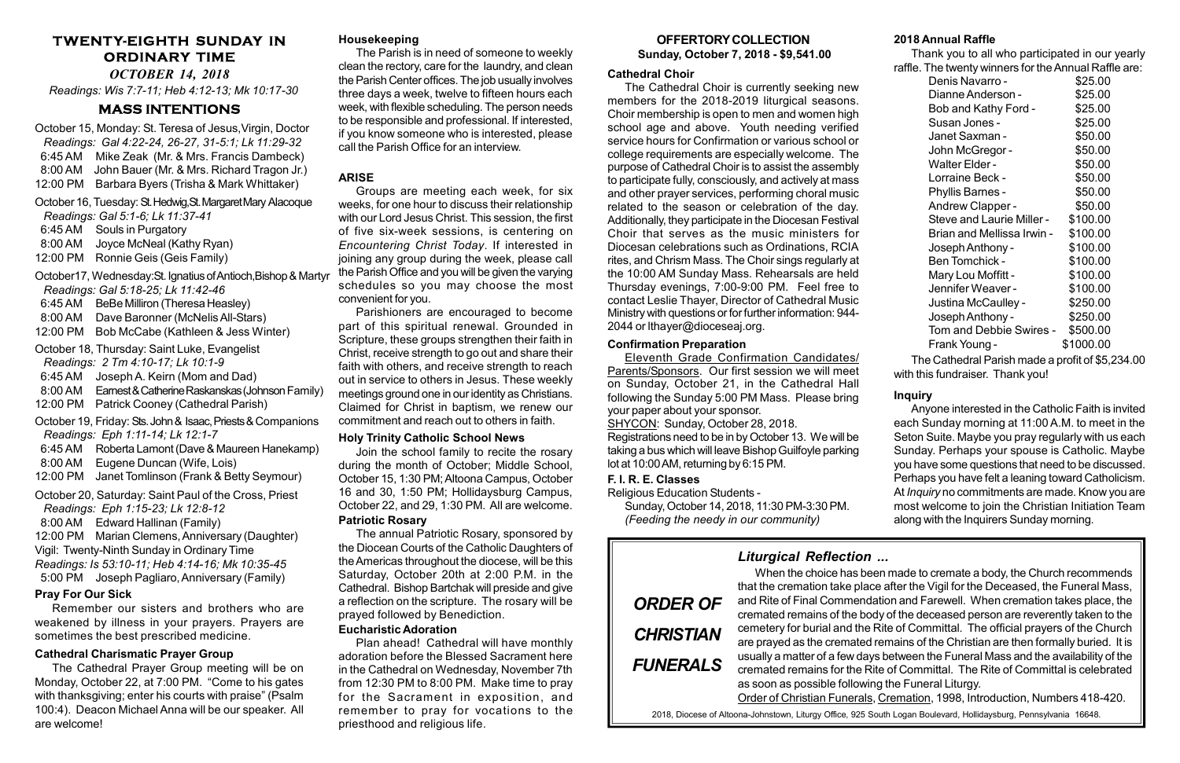# TWENTY-EIGHTH SUNDAY IN ORDINARY TIME

*OCTOBER 14, 2018*

*Readings: Wis 7:7-11; Heb 4:12-13; Mk 10:17-30*

## MASS INTENTIONS

October 15, Monday: St. Teresa of Jesus,Virgin, Doctor
*Readings: Gal 4:22-24, 26-27, 31-5:1; Lk 11:29-32*
6:45 AM Mike Zeak (Mr. & Mrs. Francis Dambeck)
8:00 AM John Bauer (Mr. & Mrs. Richard Tragon Jr.)
12:00 PM Barbara Byers (Trisha & Mark Whittaker)

October 16, Tuesday: St. Hedwig,St. Margaret Mary Alacoque
*Readings: Gal 5:1-6; Lk 11:37-41*
6:45 AM Souls in Purgatory
8:00 AM Joyce McNeal (Kathy Ryan)
12:00 PM Ronnie Geis (Geis Family)

October17, Wednesday:St. Ignatius of Antioch,Bishop & Martyr
*Readings: Gal 5:18-25; Lk 11:42-46*
6:45 AM BeBe Milliron (Theresa Heasley)
8:00 AM Dave Baronner (McNelis All-Stars)
12:00 PM Bob McCabe (Kathleen & Jess Winter)

October 18, Thursday: Saint Luke, Evangelist
*Readings: 2 Tm 4:10-17; Lk 10:1-9*
6:45 AM Joseph A. Keirn (Mom and Dad)
8:00 AM Earnest & Catherine Raskanskas (Johnson Family)
12:00 PM Patrick Cooney (Cathedral Parish)

October 19, Friday: Sts. John & Isaac, Priests & Companions
*Readings: Eph 1:11-14; Lk 12:1-7*
6:45 AM Roberta Lamont (Dave & Maureen Hanekamp)
8:00 AM Eugene Duncan (Wife, Lois)
12:00 PM Janet Tomlinson (Frank & Betty Seymour)

October 20, Saturday: Saint Paul of the Cross, Priest
*Readings: Eph 1:15-23; Lk 12:8-12*
8:00 AM Edward Hallinan (Family)
12:00 PM Marian Clemens, Anniversary (Daughter)
Vigil: Twenty-Ninth Sunday in Ordinary Time
*Readings: Is 53:10-11; Heb 4:14-16; Mk 10:35-45*
5:00 PM Joseph Pagliaro, Anniversary (Family)

### Pray For Our Sick

Remember our sisters and brothers who are weakened by illness in your prayers. Prayers are sometimes the best prescribed medicine.

### Cathedral Charismatic Prayer Group

The Cathedral Prayer Group meeting will be on Monday, October 22, at 7:00 PM. "Come to his gates with thanksgiving; enter his courts with praise" (Psalm 100:4). Deacon Michael Anna will be our speaker. All are welcome!

### Housekeeping

The Parish is in need of someone to weekly clean the rectory, care for the laundry, and clean the Parish Center offices. The job usually involves three days a week, twelve to fifteen hours each week, with flexible scheduling. The person needs to be responsible and professional. If interested, if you know someone who is interested, please call the Parish Office for an interview.

### ARISE

Groups are meeting each week, for six weeks, for one hour to discuss their relationship with our Lord Jesus Christ. This session, the first of five six-week sessions, is centering on *Encountering Christ Today*. If interested in joining any group during the week, please call the Parish Office and you will be given the varying schedules so you may choose the most convenient for you.

Parishioners are encouraged to become part of this spiritual renewal. Grounded in Scripture, these groups strengthen their faith in Christ, receive strength to go out and share their faith with others, and receive strength to reach out in service to others in Jesus. These weekly meetings ground one in our identity as Christians. Claimed for Christ in baptism, we renew our commitment and reach out to others in faith.

### Holy Trinity Catholic School News

Join the school family to recite the rosary during the month of October; Middle School, October 15, 1:30 PM; Altoona Campus, October 16 and 30, 1:50 PM; Hollidaysburg Campus, October 22, and 29, 1:30 PM. All are welcome.

### Patriotic Rosary

The annual Patriotic Rosary, sponsored by the Diocesan Courts of the Catholic Daughters of the Americas throughout the diocese, will be this Saturday, October 20th at 2:00 P.M. in the Cathedral. Bishop Bartchak will preside and give a reflection on the scripture. The rosary will be prayed followed by Benediction.

### Eucharistic Adoration

Plan ahead! Cathedral will have monthly adoration before the Blessed Sacrament here in the Cathedral on Wednesday, November 7th from 12:30 PM to 8:00 PM. Make time to pray for the Sacrament in exposition, and remember to pray for vocations to the priesthood and religious life.

### OFFERTORY COLLECTION
**Sunday, October 7, 2018 - $9,541.00**

### Cathedral Choir

The Cathedral Choir is currently seeking new members for the 2018-2019 liturgical seasons. Choir membership is open to men and women high school age and above. Youth needing verified service hours for Confirmation or various school or college requirements are especially welcome. The purpose of Cathedral Choir is to assist the assembly to participate fully, consciously, and actively at mass and other prayer services, performing choral music related to the season or celebration of the day. Additionally, they participate in the Diocesan Festival Choir that serves as the music ministers for Diocesan celebrations such as Ordinations, RCIA rites, and Chrism Mass. The Choir sings regularly at the 10:00 AM Sunday Mass. Rehearsals are held Thursday evenings, 7:00-9:00 PM. Feel free to contact Leslie Thayer, Director of Cathedral Music Ministry with questions or for further information: 944-2044 or lthayer@dioceseaj.org.

### Confirmation Preparation

Eleventh Grade Confirmation Candidates/ Parents/Sponsors. Our first session we will meet on Sunday, October 21, in the Cathedral Hall following the Sunday 5:00 PM Mass. Please bring your paper about your sponsor.

SHYCON: Sunday, October 28, 2018.
Registrations need to be in by October 13. We will be taking a bus which will leave Bishop Guilfoyle parking lot at 10:00 AM, returning by 6:15 PM.

### F. I. R. E. Classes

Religious Education Students -
Sunday, October 14, 2018, 11:30 PM-3:30 PM.
*(Feeding the needy in our community)*

### 2018 Annual Raffle

Thank you to all who participated in our yearly raffle. The twenty winners for the Annual Raffle are:

| | |
|---|---|
| Denis Navarro - | $25.00 |
| Dianne Anderson - | $25.00 |
| Bob and Kathy Ford - | $25.00 |
| Susan Jones - | $25.00 |
| Janet Saxman - | $50.00 |
| John McGregor - | $50.00 |
| Walter Elder - | $50.00 |
| Lorraine Beck - | $50.00 |
| Phyllis Barnes - | $50.00 |
| Andrew Clapper - | $50.00 |
| Steve and Laurie Miller - | $100.00 |
| Brian and Mellissa Irwin - | $100.00 |
| Joseph Anthony - | $100.00 |
| Ben Tomchick - | $100.00 |
| Mary Lou Moffitt - | $100.00 |
| Jennifer Weaver - | $100.00 |
| Justina McCaulley - | $250.00 |
| Joseph Anthony - | $250.00 |
| Tom and Debbie Swires - | $500.00 |
| Frank Young - | $1000.00 |

The Cathedral Parish made a profit of $5,234.00 with this fundraiser. Thank you!

### Inquiry

Anyone interested in the Catholic Faith is invited each Sunday morning at 11:00 A.M. to meet in the Seton Suite. Maybe you pray regularly with us each Sunday. Perhaps your spouse is Catholic. Maybe you have some questions that need to be discussed. Perhaps you have felt a leaning toward Catholicism. At *Inquiry* no commitments are made. Know you are most welcome to join the Christian Initiation Team along with the Inquirers Sunday morning.

### *Liturgical Reflection ...*

***ORDER OF CHRISTIAN FUNERALS***

When the choice has been made to cremate a body, the Church recommends that the cremation take place after the Vigil for the Deceased, the Funeral Mass, and Rite of Final Commendation and Farewell. When cremation takes place, the cremated remains of the body of the deceased person are reverently taken to the cemetery for burial and the Rite of Committal. The official prayers of the Church are prayed as the cremated remains of the Christian are then formally buried. It is usually a matter of a few days between the Funeral Mass and the availability of the cremated remains for the Rite of Committal. The Rite of Committal is celebrated as soon as possible following the Funeral Liturgy.

Order of Christian Funerals, Cremation, 1998, Introduction, Numbers 418-420.

2018, Diocese of Altoona-Johnstown, Liturgy Office, 925 South Logan Boulevard, Hollidaysburg, Pennsylvania 16648.